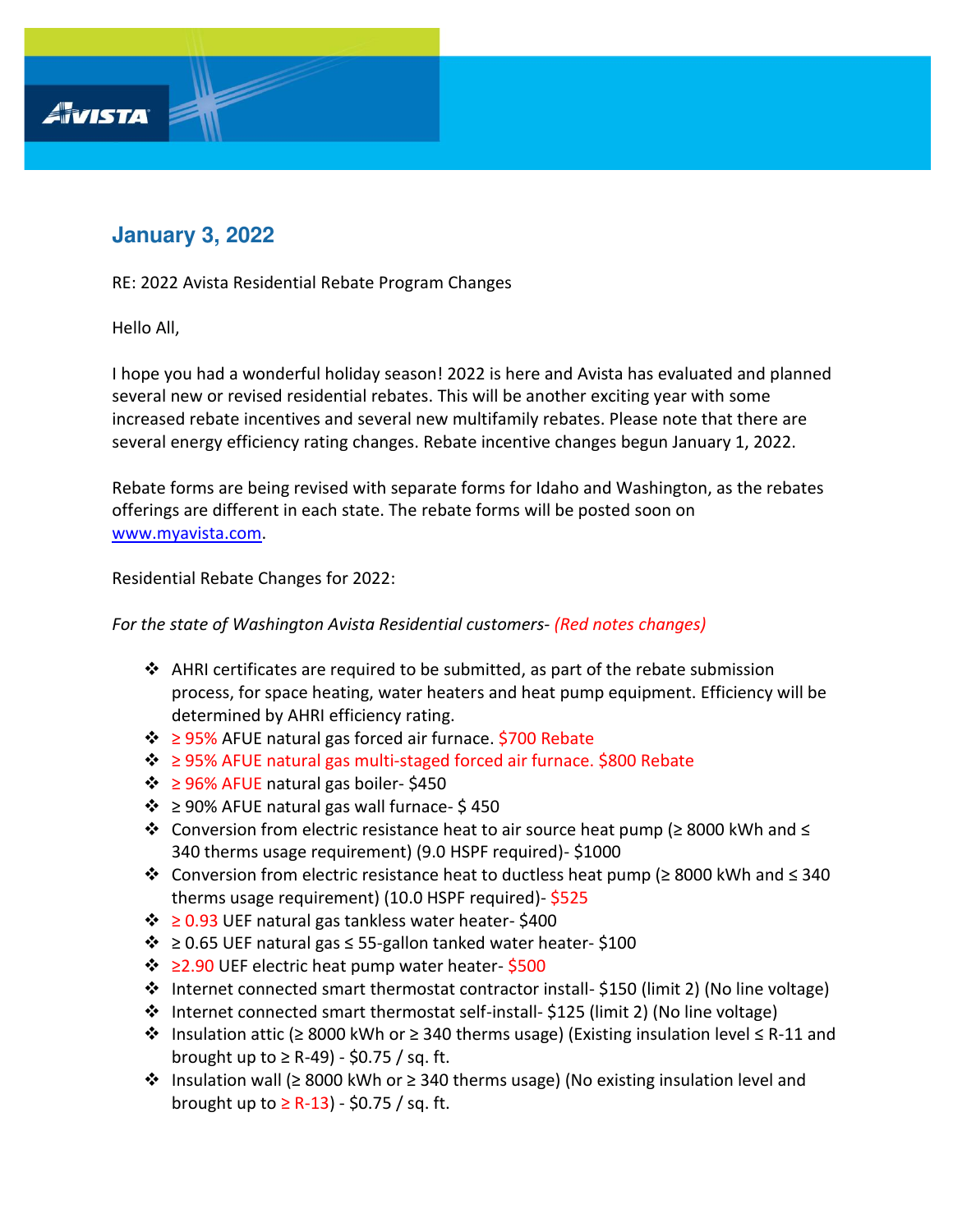## January 3, 2022

RE: 2022 Avista Residential Rebate Program Changes

Hello All,

I hope you had a wonderful holiday season! 2022 is here and Avista has evaluated and planned several new or revised residential rebates. This will be another exciting year with some increased rebate incentives and several new multifamily rebates. Please note that there are several energy efficiency rating changes. Rebate incentive changes begun January 1, 2022.

Rebate forms are being revised with separate forms for Idaho and Washington, as the rebates offerings are different in each state. The rebate forms will be posted soon on [www.myavista.com](http://www.myavista.com).

Residential Rebate Changes for 2022:

*For the state of Washington Avista Residential customers- (Red notes changes)*

- AHRI certificates are required to be submitted, as part of the rebate submission process, for space heating, water heaters and heat pump equipment. Efficiency will be determined by AHRI efficiency rating.
- ≥ 95% AFUE natural gas forced air furnace. $700 Rebate
- ≥ 95% AFUE natural gas multi-staged forced air furnace. $800 Rebate
- ≥ 96% AFUE natural gas boiler- $450
- ≥ 90% AFUE natural gas wall furnace- $ 450
- Conversion from electric resistance heat to air source heat pump (≥ 8000 kWh and ≤ 340 therms usage requirement) (9.0 HSPF required)- $1000
- Conversion from electric resistance heat to ductless heat pump (≥ 8000 kWh and ≤ 340 therms usage requirement) (10.0 HSPF required)- $525
- ≥ 0.93 UEF natural gas tankless water heater- $400
- ≥ 0.65 UEF natural gas ≤ 55-gallon tanked water heater- $100
- ≥2.90 UEF electric heat pump water heater- $500
- Internet connected smart thermostat contractor install- $150 (limit 2) (No line voltage)
- Internet connected smart thermostat self-install- $125 (limit 2) (No line voltage)
- Insulation attic (≥ 8000 kWh or ≥ 340 therms usage) (Existing insulation level ≤ R-11 and brought up to ≥ R-49) - $0.75 / sq. ft.
- Insulation wall (≥ 8000 kWh or ≥ 340 therms usage) (No existing insulation level and brought up to ≥ R-13) - $0.75 / sq. ft.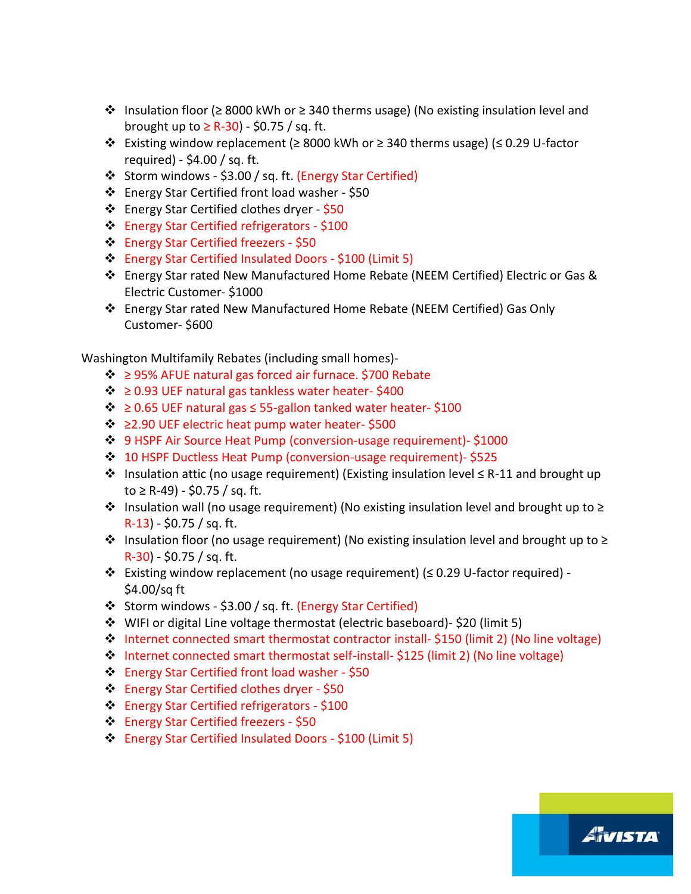- Insulation floor (≥ 8000 kWh or ≥ 340 therms usage) (No existing insulation level and brought up to ≥ R-30) - $0.75 / sq. ft.
- Existing window replacement (≥ 8000 kWh or ≥ 340 therms usage) (≤ 0.29 U-factor required) - $4.00 / sq. ft.
- Storm windows - $3.00 / sq. ft. (Energy Star Certified)
- Energy Star Certified front load washer - $50
- Energy Star Certified clothes dryer - $50
- Energy Star Certified refrigerators - $100
- Energy Star Certified freezers - $50
- Energy Star Certified Insulated Doors - $100 (Limit 5)
- Energy Star rated New Manufactured Home Rebate (NEEM Certified) Electric or Gas & Electric Customer- $1000
- Energy Star rated New Manufactured Home Rebate (NEEM Certified) Gas Only Customer- $600

Washington Multifamily Rebates (including small homes)-

- ≥ 95% AFUE natural gas forced air furnace. $700 Rebate
- ≥ 0.93 UEF natural gas tankless water heater- $400
- ≥ 0.65 UEF natural gas ≤ 55-gallon tanked water heater- $100
- ≥2.90 UEF electric heat pump water heater- $500
- 9 HSPF Air Source Heat Pump (conversion-usage requirement)- $1000
- 10 HSPF Ductless Heat Pump (conversion-usage requirement)- $525
- Insulation attic (no usage requirement) (Existing insulation level ≤ R-11 and brought up to ≥ R-49) - $0.75 / sq. ft.
- Insulation wall (no usage requirement) (No existing insulation level and brought up to ≥ R-13) - $0.75 / sq. ft.
- Insulation floor (no usage requirement) (No existing insulation level and brought up to ≥ R-30) - $0.75 / sq. ft.
- Existing window replacement (no usage requirement) (≤ 0.29 U-factor required) - $4.00/sq ft
- Storm windows - $3.00 / sq. ft. (Energy Star Certified)
- WIFI or digital Line voltage thermostat (electric baseboard)- $20 (limit 5)
- Internet connected smart thermostat contractor install- $150 (limit 2) (No line voltage)
- Internet connected smart thermostat self-install- $125 (limit 2) (No line voltage)
- Energy Star Certified front load washer - $50
- Energy Star Certified clothes dryer - $50
- Energy Star Certified refrigerators - $100
- Energy Star Certified freezers - $50
- Energy Star Certified Insulated Doors - $100 (Limit 5)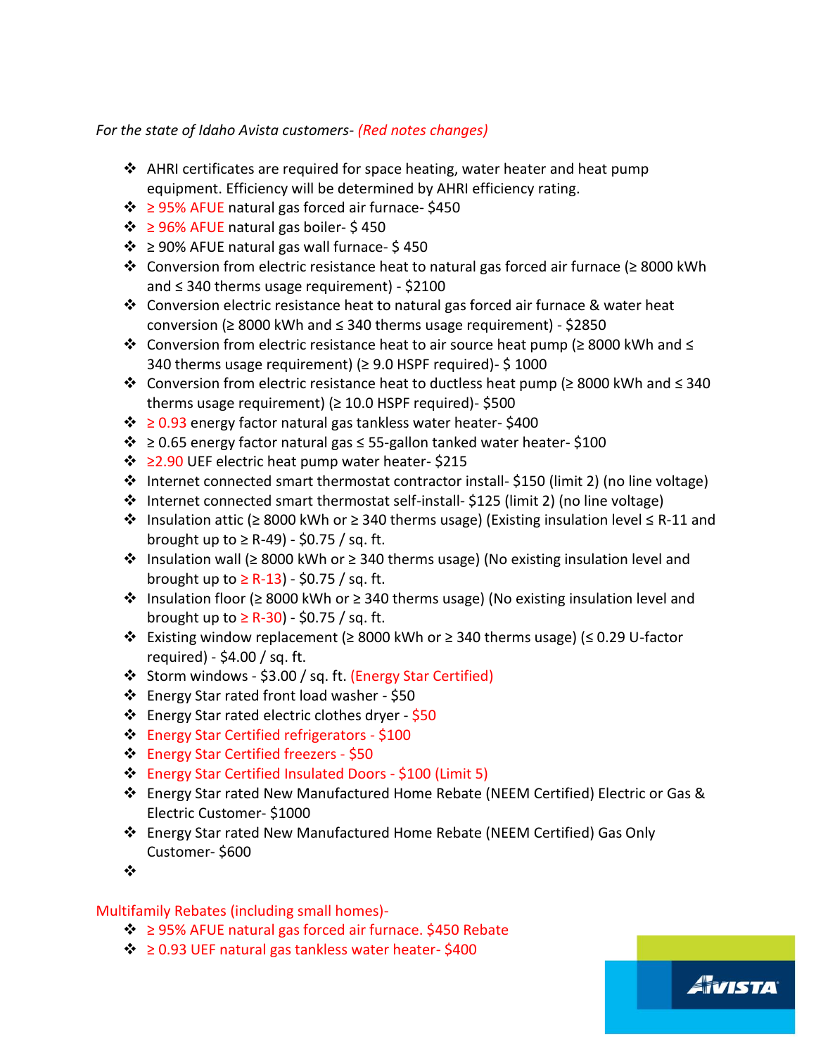*For the state of Idaho Avista customers- (Red notes changes)*

- AHRI certificates are required for space heating, water heater and heat pump equipment. Efficiency will be determined by AHRI efficiency rating.
- ≥ 95% AFUE natural gas forced air furnace- $450
- ≥ 96% AFUE natural gas boiler- $ 450
- ≥ 90% AFUE natural gas wall furnace- $ 450
- Conversion from electric resistance heat to natural gas forced air furnace (≥ 8000 kWh and ≤ 340 therms usage requirement) - $2100
- Conversion electric resistance heat to natural gas forced air furnace & water heat conversion (≥ 8000 kWh and ≤ 340 therms usage requirement) - $2850
- Conversion from electric resistance heat to air source heat pump (≥ 8000 kWh and ≤ 340 therms usage requirement) (≥ 9.0 HSPF required)- $ 1000
- Conversion from electric resistance heat to ductless heat pump (≥ 8000 kWh and ≤ 340 therms usage requirement) (≥ 10.0 HSPF required)- $500
- ≥ 0.93 energy factor natural gas tankless water heater- $400
- ≥ 0.65 energy factor natural gas ≤ 55-gallon tanked water heater- $100
- ≥2.90 UEF electric heat pump water heater- $215
- Internet connected smart thermostat contractor install- $150 (limit 2) (no line voltage)
- Internet connected smart thermostat self-install- $125 (limit 2) (no line voltage)
- Insulation attic (≥ 8000 kWh or ≥ 340 therms usage) (Existing insulation level ≤ R-11 and brought up to ≥ R-49) - $0.75 / sq. ft.
- Insulation wall (≥ 8000 kWh or ≥ 340 therms usage) (No existing insulation level and brought up to ≥ R-13) - $0.75 / sq. ft.
- Insulation floor (≥ 8000 kWh or ≥ 340 therms usage) (No existing insulation level and brought up to ≥ R-30) - $0.75 / sq. ft.
- Existing window replacement (≥ 8000 kWh or ≥ 340 therms usage) (≤ 0.29 U-factor required) - $4.00 / sq. ft.
- Storm windows - $3.00 / sq. ft. (Energy Star Certified)
- Energy Star rated front load washer - $50
- Energy Star rated electric clothes dryer - $50
- Energy Star Certified refrigerators - $100
- Energy Star Certified freezers - $50
- Energy Star Certified Insulated Doors - $100 (Limit 5)
- Energy Star rated New Manufactured Home Rebate (NEEM Certified) Electric or Gas & Electric Customer- $1000
- Energy Star rated New Manufactured Home Rebate (NEEM Certified) Gas Only Customer- $600

Multifamily Rebates (including small homes)-

- ≥ 95% AFUE natural gas forced air furnace. $450 Rebate
- ≥ 0.93 UEF natural gas tankless water heater- $400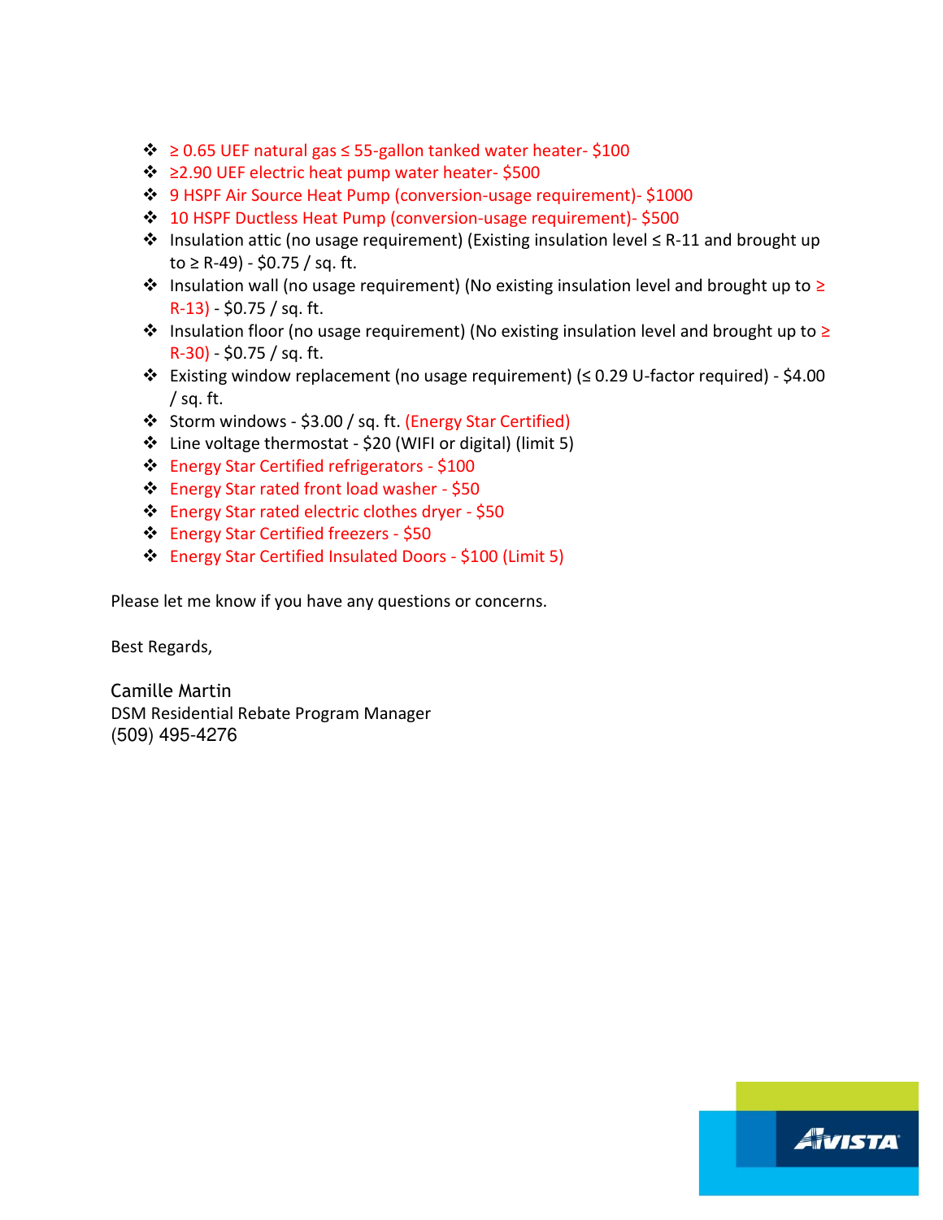- ≥ 0.65 UEF natural gas ≤ 55-gallon tanked water heater- $100
- ≥2.90 UEF electric heat pump water heater- $500
- 9 HSPF Air Source Heat Pump (conversion-usage requirement)- $1000
- 10 HSPF Ductless Heat Pump (conversion-usage requirement)- $500
- Insulation attic (no usage requirement) (Existing insulation level ≤ R-11 and brought up to ≥ R-49) - $0.75 / sq. ft.
- Insulation wall (no usage requirement) (No existing insulation level and brought up to ≥ R-13) - $0.75 / sq. ft.
- Insulation floor (no usage requirement) (No existing insulation level and brought up to ≥ R-30) - $0.75 / sq. ft.
- Existing window replacement (no usage requirement) (≤ 0.29 U-factor required) - $4.00 / sq. ft.
- Storm windows - $3.00 / sq. ft. (Energy Star Certified)
- Line voltage thermostat - $20 (WIFI or digital) (limit 5)
- Energy Star Certified refrigerators - $100
- Energy Star rated front load washer - $50
- Energy Star rated electric clothes dryer - $50
- Energy Star Certified freezers - $50
- Energy Star Certified Insulated Doors - $100 (Limit 5)

Please let me know if you have any questions or concerns.

Best Regards,

Camille Martin
DSM Residential Rebate Program Manager
(509) 495-4276